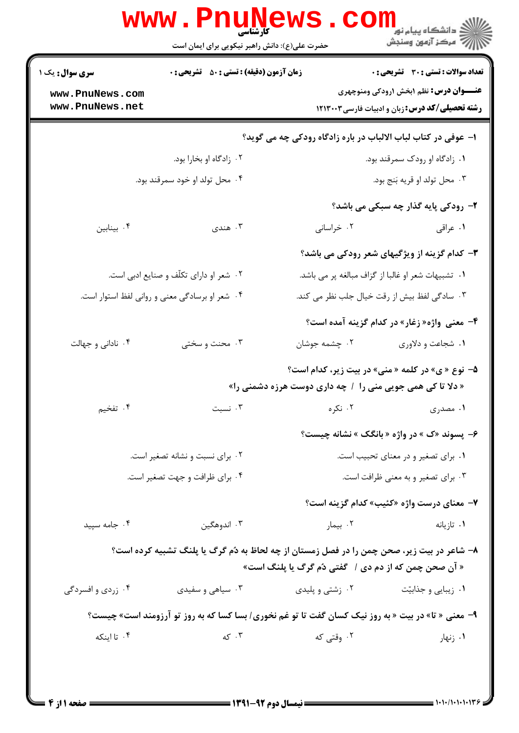کارشناسی

حضرت علی(ع): دانش راهبر نیکویی برای ایمان است

دانشگاه پیام نور
مرکز آزمون وسنجش

**سری سوال:** یک ۱ | **زمان آزمون (دقیقه) : تستی :** ۵۰ **تشریحی :** ۰ | **تعداد سوالات : تستی :** ۳۰ **تشریحی :** ۰

**عنـــوان درس:** نظم ابخش ۱رودکی ومنوچهری

**رشته تحصیلی/کد درس:** زبان و ادبیات فارسی۱۲۱۳۰۰۳

**۱- عوفی در کتاب لباب الالباب در باره زادگاه رودکی چه می گوید؟**

۱. زادگاه او رودک سمرقند بود.
۲. زادگاه او بخارا بود.
۳. محل تولد او قریه بَنج بود.
۴. محل تولد او خود سمرقند بود.

**۲- رودکی پایه گذار چه سبکی می باشد؟**

۱. عراقی
۲. خراسانی
۳. هندی
۴. بینابین

**۳- کدام گزینه از ویژگیهای شعر رودکی می باشد؟**

۱. تشبیهات شعر او غالبا از گزاف مبالغه پر می باشد.
۲. شعر او دارای تکلّف و صنایع ادبی است.
۳. سادگی لفظ بیش از رقت خیال جلب نظر می کند.
۴. شعر او برسادگی معنی و روانی لفظ استوار است.

**۴- معنی واژه« زغار» در کدام گزینه آمده است؟**

۱. شجاعت و دلاوری
۲. چشمه جوشان
۳. محنت و سختی
۴. نادانی و جهالت

**۵- نوع « ی» در کلمه « منی» در بیت زیر، کدام است؟**

**« دلا تا کی همی جویی منی را / چه داری دوست هرزه دشمنی را»**

۱. مصدری
۲. نکره
۳. نسبت
۴. تفخیم

**۶- پسوند «ک » در واژه « بانگک » نشانه چیست؟**

۱. برای تصغیر و در معنای تحبیب است.
۲. برای نسبت و نشانه تصغیر است.
۳. برای تصغیر و به معنی ظرافت است.
۴. برای ظرافت و جهت تصغیر است.

**۷- معنای درست واژه «کئیب» کدام گزینه است؟**

۱. تازیانه
۲. بیمار
۳. اندوهگین
۴. جامه سپید

**۸- شاعر در بیت زیر، صحن چمن را در فصل زمستان از چه لحاظ به دُم گرگ یا پلنگ تشبیه کرده است؟**

**« آن صحن چمن که از دم دی / گفتی دُم گرگ یا پلنگ است»**

۱. زیبایی و جذابیّت
۲. زشتی و پلیدی
۳. سیاهی و سفیدی
۴. زردی و افسردگی

**۹- معنی « تا» در بیت « به روز نیک کسان گفت تا تو غم نخوری/ بسا کسا که به روز تو آرزومند است» چیست؟**

۱. زنهار
۲. وقتی که
۳. که
۴. تا اینکه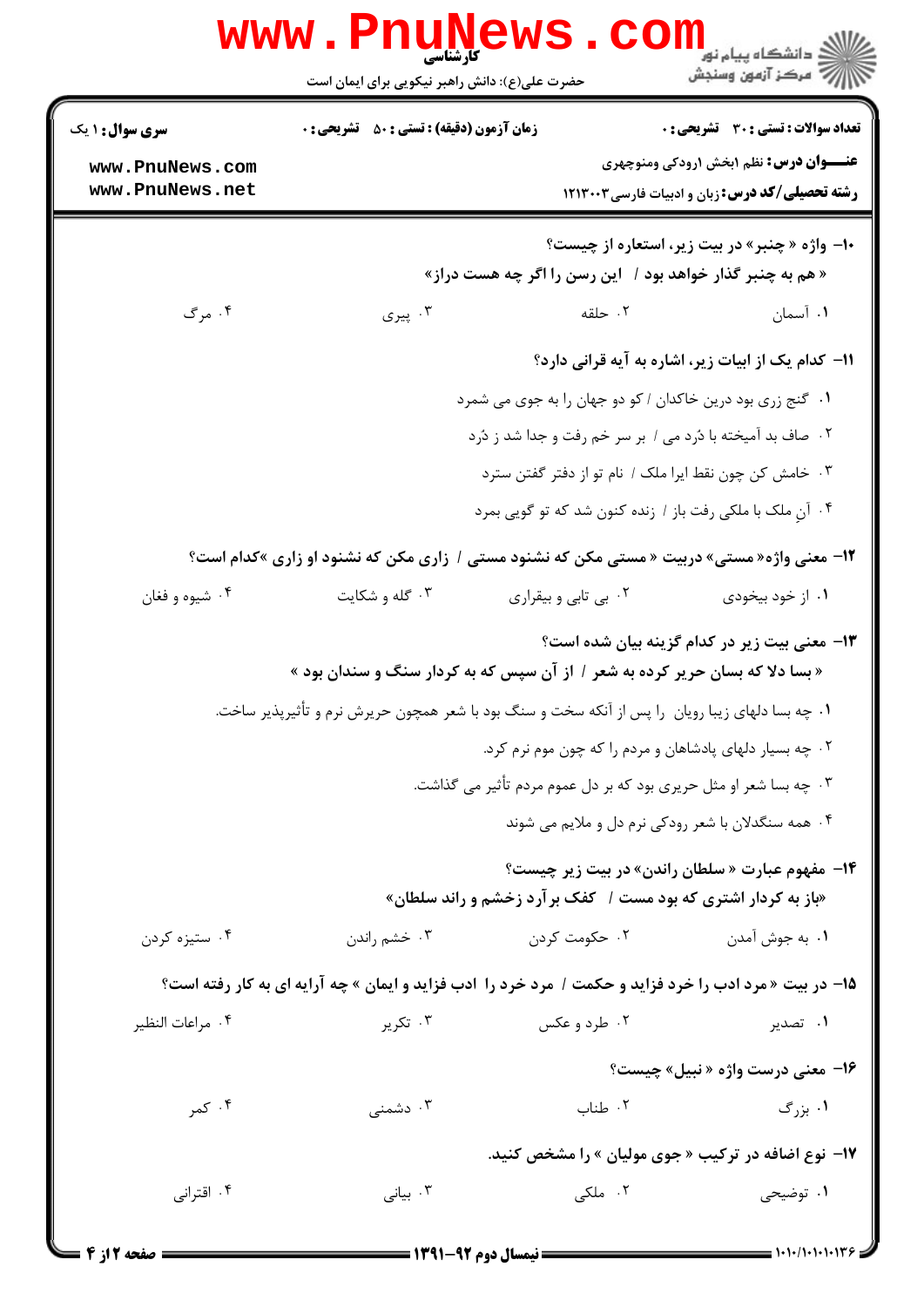**سری سؤال:** ۱ یک | **زمان آزمون (دقیقه):** تستی: ۵۰ تشریحی: ۰ | **تعداد سوالات:** تستی: ۳۰ تشریحی: ۰

**عنـــوان درس:** نظم ابخش اردوکی ومنوچهری

**رشته تحصیلی/کد درس:** زبان و ادبیات فارسی ۱۲۱۳۰۰۳

۱۰- واژه « چنبر» در بیت زیر، استعاره از چیست؟

« هم به چنبر گذار خواهد بود / این رسن را اگر چه هست دراز»

۱. آسمان
۲. حلقه
۳. پیری
۴. مرگ

۱۱- کدام یک از ابیات زیر، اشاره به آیه قرانی دارد؟

۱. گنج زری بود درین خاکدان / کو دو جهان را به جوی می شمرد
۲. صاف بد آمیخته با دُرد می / بر سر خم رفت و جدا شد ز دُرد
۳. خامش کن چون نقط ایرا ملک / نام تو از دفتر گفتن سترد
۴. آنِ ملک با ملکی رفت باز / زنده کنون شد که تو گویی بمرد

۱۲- معنی واژه« مستی» دربیت « مستی مکن که نشنود مستی / زاری مکن که نشنود او زاری »کدام است؟

۱. از خود بیخودی
۲. بی تابی و بیقراری
۳. گله و شکایت
۴. شیوه و فغان

۱۳- معنی بیت زیر در کدام گزینه بیان شده است؟

« بسا دلا که بسان حریر کرده به شعر / از آن سپس که به کردار سنگ و سندان بود »

۱. چه بسا دلهای زیبا رویان را پس از آنکه سخت و سنگ بود با شعر همچون حریرش نرم و تأثیرپذیر ساخت.
۲. چه بسیار دلهای پادشاهان و مردم را که چون موم نرم کرد.
۳. چه بسا شعر او مثل حریری بود که بر دل عموم مردم تأثیر می گذاشت.
۴. همه سنگدلان با شعر رودکی نرم دل و ملایم می شوند

۱۴- مفهوم عبارت « سلطان راندن» در بیت زیر چیست؟

«باز به کردار اشتری که بود مست / کفک برآرد زخشم و راند سلطان»

۱. به جوش آمدن
۲. حکومت کردن
۳. خشم راندن
۴. ستیزه کردن

۱۵- در بیت « مرد ادب را خرد فزاید و حکمت / مرد خرد را ادب فزاید و ایمان » چه آرایه ای به کار رفته است؟

۱. تصدیر
۲. طرد و عکس
۳. تکریر
۴. مراعات النظیر

۱۶- معنی درست واژه « نبیل» چیست؟

۱. بزرگ
۲. طناب
۳. دشمنی
۴. کمر

۱۷- نوع اضافه در ترکیب « جوی مولیان » را مشخص کنید.

۱. توضیحی
۲. ملکی
۳. بیانی
۴. اقترانی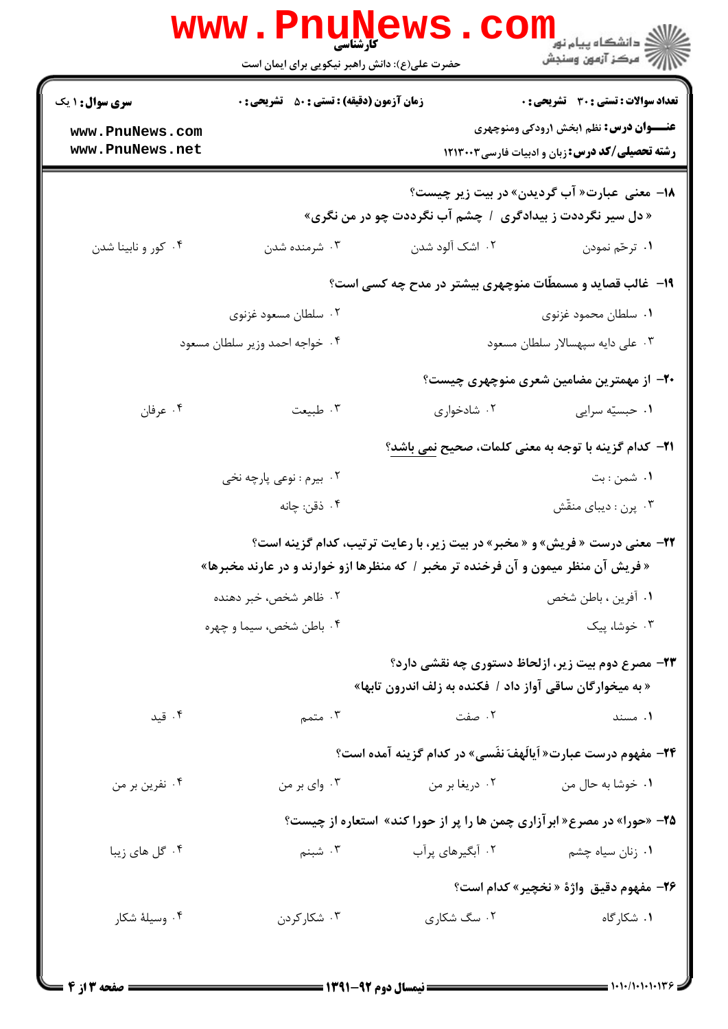**۱۸- معنی عبارت« آب گردیدن» در بیت زیر چیست؟**

**« دل سیر نگرددت ز بیدادگری / چشم آب نگرددت چو در من نگری»**

۱. ترحّم نمودن
۲. اشک آلود شدن
۳. شرمنده شدن
۴. کور و نابینا شدن

**۱۹- غالب قصاید و مسمطّات منوچهری بیشتر در مدح چه کسی است؟**

۱. سلطان محمود غزنوی
۲. سلطان مسعود غزنوی
۳. علی دایه سپهسالار سلطان مسعود
۴. خواجه احمد وزیر سلطان مسعود

**۲۰- از مهمترین مضامین شعری منوچهری چیست؟**

۱. حبسیّه سرایی
۲. شادخواری
۳. طبیعت
۴. عرفان

**۲۱- کدام گزینه با توجه به معنی کلمات، صحیح نمی باشد؟**

۱. شمن : بت
۲. بیرم : نوعی پارچه نخی
۳. پرن : دیبای منقّش
۴. ذقن: چانه

**۲۲- معنی درست « فریش» و « مخبر» در بیت زیر، با رعایت ترتیب، کدام گزینه است؟**

**« فریش آن منظر میمون و آن فرخنده تر مخبر / که منظرها ازو خوارند و در عارند مخبرها»**

۱. آفرین ، باطن شخص
۲. ظاهر شخص، خبر دهنده
۳. خوشا، پیک
۴. باطن شخص، سیما و چهره

**۲۳- مصرع دوم بیت زیر، ازلحاظ دستوری چه نقشی دارد؟**

**« به میخوارگان ساقی آواز داد / فکنده به زلف اندرون تابها»**

۱. مسند
۲. صفت
۳. متمم
۴. قید

**۲۴- مفهوم درست عبارت« اَیالَهفَ نفَسی» در کدام گزینه آمده است؟**

۱. خوشا به حال من
۲. دریغا بر من
۳. وای بر من
۴. نفرین بر من

**۲۵- «حورا» در مصرع« ابرآزاری چمن ها را پر از حورا کند» استعاره از چیست؟**

۱. زنان سیاه چشم
۲. آبگیرهای پرآب
۳. شبنم
۴. گل های زیبا

**۲۶- مفهوم دقیق واژهٔ « نخچیر» کدام است؟**

۱. شکارگاه
۲. سگ شکاری
۳. شکارکردن
۴. وسیلهٔ شکار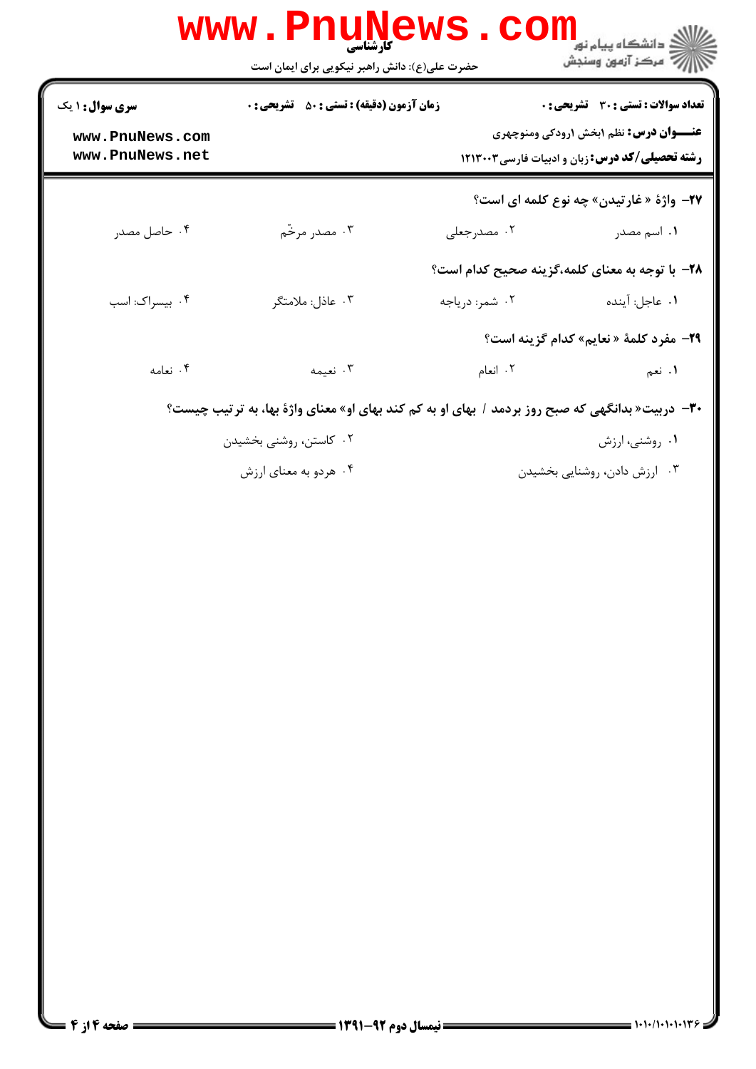**تعداد سوالات : تستی : ۳۰ تشریحی : ۰** | **زمان آزمون (دقیقه) : تستی : ۵۰ تشریحی : ۰** | **سری سوال : ۱ یک**

**عنـــوان درس:** نظم ۱بخش ۱رودکی ومنوچهری

**رشته تحصیلی/کد درس:** زبان و ادبیات فارسی ۱۲۱۳۰۰۳

**۲۷- واژهٔ « غارتیدن» چه نوع کلمه ای است؟**

۱. اسم مصدر
۲. مصدرجعلی
۳. مصدر مرخّم
۴. حاصل مصدر

**۲۸- با توجه به معنای کلمه،گزینه صحیح کدام است؟**

۱. عاجل: آینده
۲. شمر: درباجه
۳. عاذل: ملامتگر
۴. بیسراک: اسب

**۲۹- مفرد کلمهٔ « نعایم» کدام گزینه است؟**

۱. نعم
۲. انعام
۳. نعیمه
۴. نعامه

**۳۰- دربیت« بدانگهی که صبح روز بردمد / بهای او به کم کند بهای او» معنای واژهٔ بها، به ترتیب چیست؟**

۱. روشنی، ارزش
۲. کاستن، روشنی بخشیدن
۳. ارزش دادن، روشنایی بخشیدن
۴. هردو به معنای ارزش